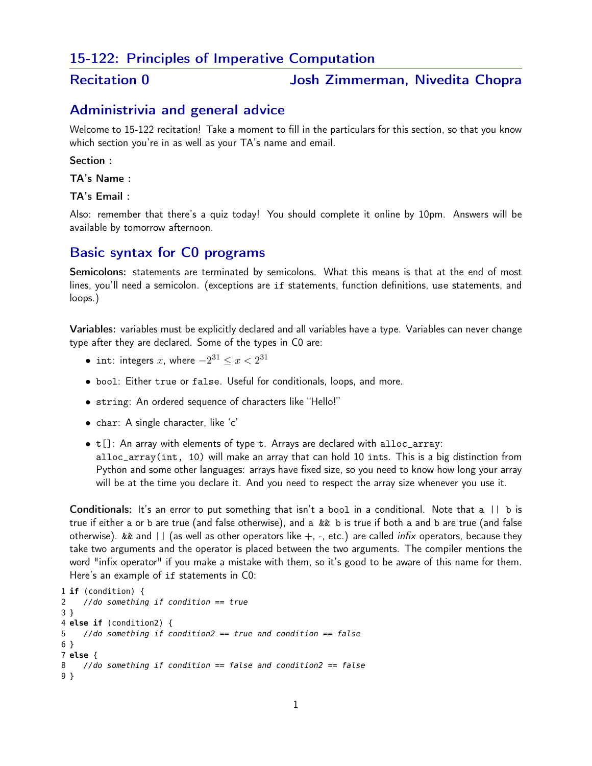# 15-122: Principles of Imperative Computation

## Recitation 0 — Josh Zimmerman, Nivedita Chopra

## Administrivia and general advice

Welcome to 15-122 recitation! Take a moment to fill in the particulars for this section, so that you know which section you're in as well as your TA's name and email.

**Section :**

**TA's Name :**

**TA's Email :**

Also: remember that there's a quiz today! You should complete it online by 10pm. Answers will be available by tomorrow afternoon.

## Basic syntax for C0 programs

**Semicolons:** statements are terminated by semicolons. What this means is that at the end of most lines, you'll need a semicolon. (exceptions are `if` statements, function definitions, `use` statements, and loops.)

**Variables:** variables must be explicitly declared and all variables have a type. Variables can never change type after they are declared. Some of the types in C0 are:

- `int`: integers $x$, where $-2^{31} \leq x < 2^{31}$
- `bool`: Either `true` or `false`. Useful for conditionals, loops, and more.
- `string`: An ordered sequence of characters like "Hello!"
- `char`: A single character, like 'c'
- `t[]`: An array with elements of type `t`. Arrays are declared with `alloc_array`: `alloc_array(int, 10)` will make an array that can hold 10 `int`s. This is a big distinction from Python and some other languages: arrays have fixed size, so you need to know how long your array will be at the time you declare it. And you need to respect the array size whenever you use it.

**Conditionals:** It's an error to put something that isn't a `bool` in a conditional. Note that `a || b` is true if either `a` or `b` are true (and false otherwise), and `a && b` is true if both `a` and `b` are true (and false otherwise). `&&` and `||` (as well as other operators like +, -, etc.) are called *infix* operators, because they take two arguments and the operator is placed between the two arguments. The compiler mentions the word "infix operator" if you make a mistake with them, so it's good to be aware of this name for them. Here's an example of `if` statements in C0:

```
1 if (condition) {
2   //do something if condition == true
3 }
4 else if (condition2) {
5   //do something if condition2 == true and condition == false
6 }
7 else {
8   //do something if condition == false and condition2 == false
9 }
```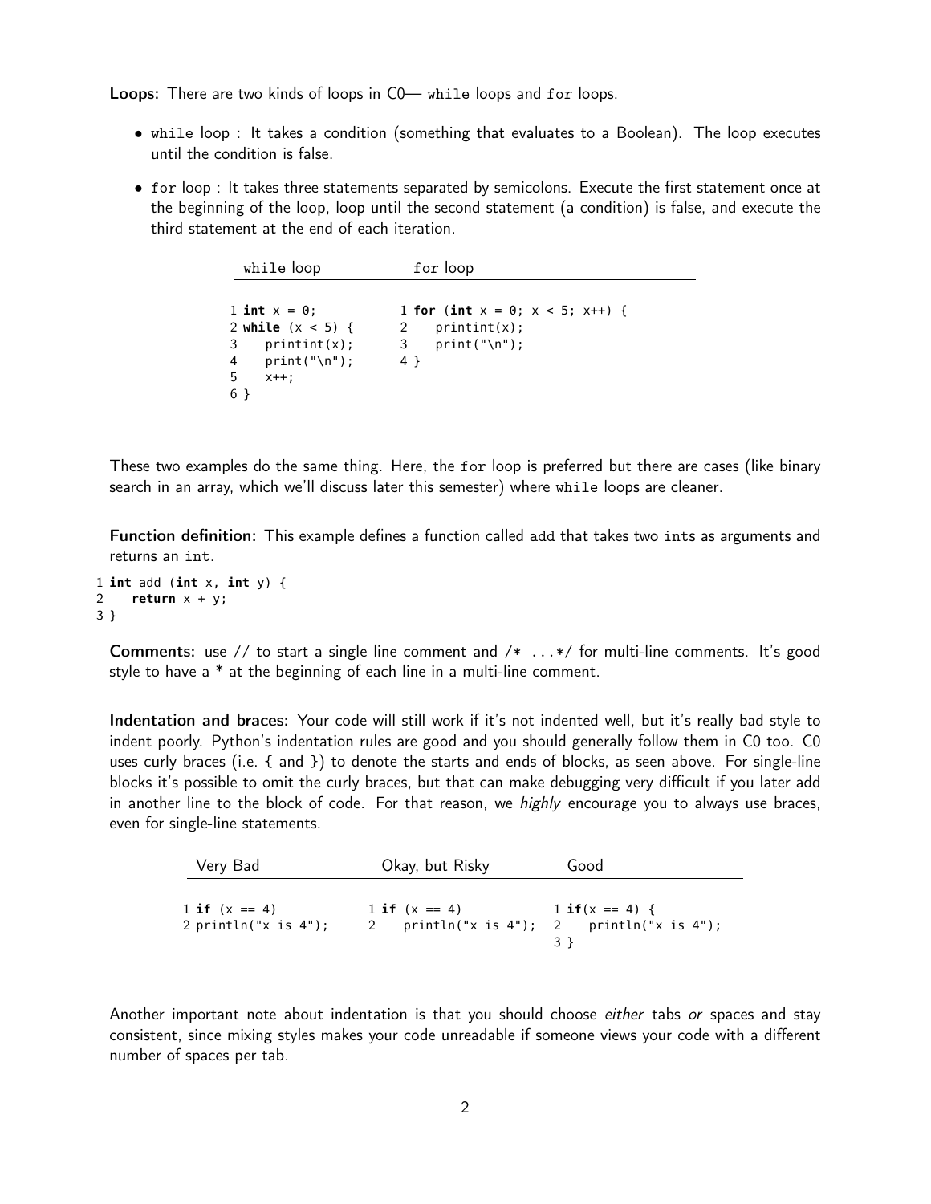**Loops:** There are two kinds of loops in C0— `while` loops and `for` loops.

- `while` loop : It takes a condition (something that evaluates to a Boolean). The loop executes until the condition is false.
- `for` loop : It takes three statements separated by semicolons. Execute the first statement once at the beginning of the loop, loop until the second statement (a condition) is false, and execute the third statement at the end of each iteration.

while loop

```
int x = 0;
while (x < 5) {
   printint(x);
   print("\n");
   x++;
}
```

for loop

```
for (int x = 0; x < 5; x++) {
   printint(x);
   print("\n");
}
```

These two examples do the same thing. Here, the `for` loop is preferred but there are cases (like binary search in an array, which we'll discuss later this semester) where `while` loops are cleaner.

**Function definition:** This example defines a function called add that takes two ints as arguments and returns an int.

```
int add (int x, int y) {
   return x + y;
}
```

**Comments:** use // to start a single line comment and /* ...*/ for multi-line comments. It's good style to have a * at the beginning of each line in a multi-line comment.

**Indentation and braces:** Your code will still work if it's not indented well, but it's really bad style to indent poorly. Python's indentation rules are good and you should generally follow them in C0 too. C0 uses curly braces (i.e. { and }) to denote the starts and ends of blocks, as seen above. For single-line blocks it's possible to omit the curly braces, but that can make debugging very difficult if you later add in another line to the block of code. For that reason, we *highly* encourage you to always use braces, even for single-line statements.

Very Bad

```
if (x == 4)
println("x is 4");
```

Okay, but Risky

```
if (x == 4)
   println("x is 4");
```

Good

```
if(x == 4) {
   println("x is 4");
}
```

Another important note about indentation is that you should choose *either* tabs *or* spaces and stay consistent, since mixing styles makes your code unreadable if someone views your code with a different number of spaces per tab.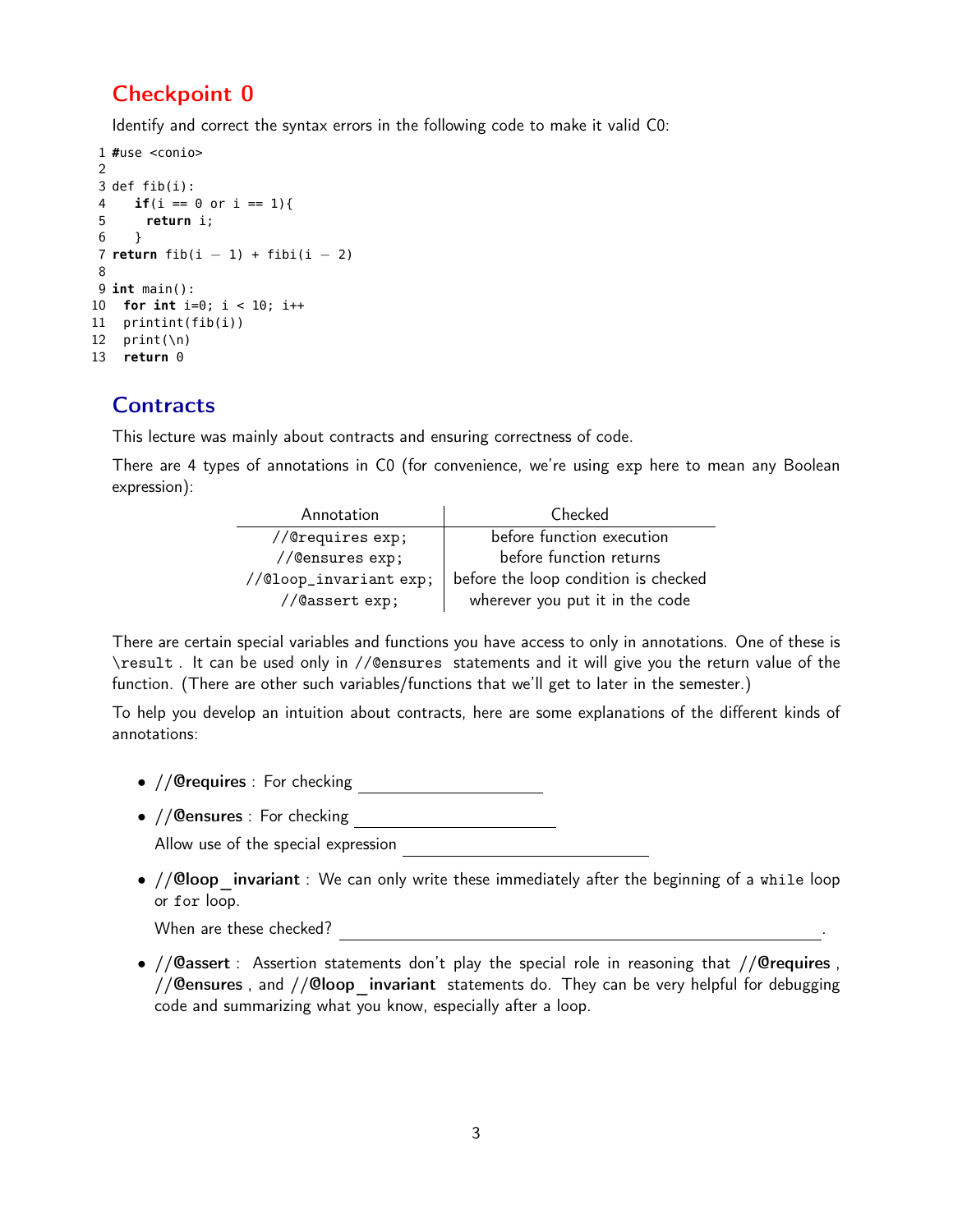## Checkpoint 0

Identify and correct the syntax errors in the following code to make it valid C0:

```
1 #use <conio>
2
3 def fib(i):
4   if(i == 0 or i == 1){
5     return i;
6   }
7 return fib(i - 1) + fibi(i - 2)
8
9 int main():
10  for int i=0; i < 10; i++
11  printint(fib(i))
12  print(\n)
13  return 0
```

## Contracts

This lecture was mainly about contracts and ensuring correctness of code.

There are 4 types of annotations in C0 (for convenience, we're using `exp` here to mean any Boolean expression):

| Annotation | Checked |
|---|---|
| `//@requires exp;` | before function execution |
| `//@ensures exp;` | before function returns |
| `//@loop_invariant exp;` | before the loop condition is checked |
| `//@assert exp;` | wherever you put it in the code |

There are certain special variables and functions you have access to only in annotations. One of these is `\result`. It can be used only in `//@ensures` statements and it will give you the return value of the function. (There are other such variables/functions that we'll get to later in the semester.)

To help you develop an intuition about contracts, here are some explanations of the different kinds of annotations:

- **//@requires** : For checking \_\_\_\_\_\_\_\_\_\_\_\_\_\_\_\_\_\_\_\_
- **//@ensures** : For checking \_\_\_\_\_\_\_\_\_\_\_\_\_\_\_\_\_\_\_\_

  Allow use of the special expression \_\_\_\_\_\_\_\_\_\_\_\_\_\_\_\_\_\_\_\_\_\_\_\_\_\_
- **//@loop_invariant** : We can only write these immediately after the beginning of a `while` loop or `for` loop.

  When are these checked? \_\_\_\_\_\_\_\_\_\_\_\_\_\_\_\_\_\_\_\_\_\_\_\_\_\_\_\_\_\_\_\_\_\_\_\_\_\_\_\_\_\_\_\_\_\_\_\_\_\_.
- **//@assert** : Assertion statements don't play the special role in reasoning that **//@requires** , **//@ensures** , and **//@loop_invariant** statements do. They can be very helpful for debugging code and summarizing what you know, especially after a loop.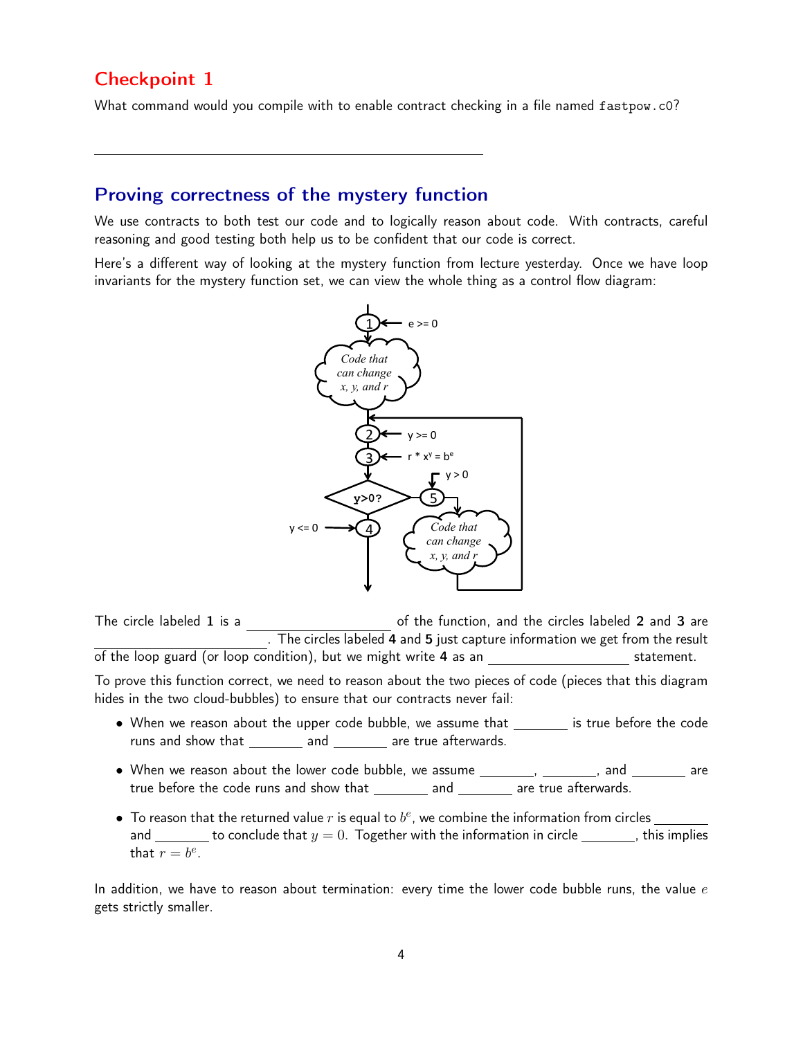## Checkpoint 1

What command would you compile with to enable contract checking in a file named `fastpow.c0`?

______________________________________________

## Proving correctness of the mystery function

We use contracts to both test our code and to logically reason about code. With contracts, careful reasoning and good testing both help us to be confident that our code is correct.

Here's a different way of looking at the mystery function from lecture yesterday. Once we have loop invariants for the mystery function set, we can view the whole thing as a control flow diagram:

The circle labeled **1** is a ____________________ of the function, and the circles labeled **2** and **3** are ____________________. The circles labeled **4** and **5** just capture information we get from the result of the loop guard (or loop condition), but we might write **4** as an ____________________ statement.

To prove this function correct, we need to reason about the two pieces of code (pieces that this diagram hides in the two cloud-bubbles) to ensure that our contracts never fail:

- When we reason about the upper code bubble, we assume that ________ is true before the code runs and show that ________ and ________ are true afterwards.
- When we reason about the lower code bubble, we assume ________, ________, and ________ are true before the code runs and show that ________ and ________ are true afterwards.
- To reason that the returned value $r$ is equal to $b^e$, we combine the information from circles ________ and ________ to conclude that $y = 0$. Together with the information in circle ________, this implies that $r = b^e$.

In addition, we have to reason about termination: every time the lower code bubble runs, the value $e$ gets strictly smaller.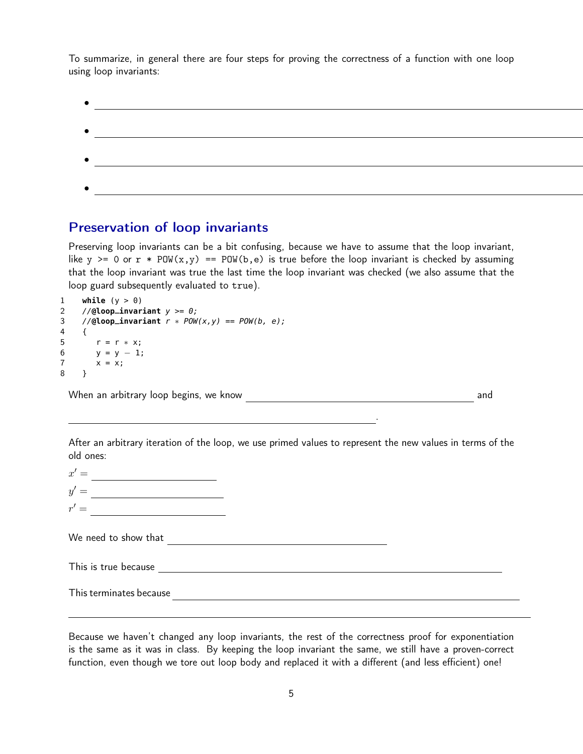To summarize, in general there are four steps for proving the correctness of a function with one loop using loop invariants:

- \_\_\_\_\_\_\_\_\_\_\_\_\_\_\_\_\_\_\_\_\_\_\_\_\_\_\_\_\_\_\_\_\_\_\_\_\_\_\_\_
- \_\_\_\_\_\_\_\_\_\_\_\_\_\_\_\_\_\_\_\_\_\_\_\_\_\_\_\_\_\_\_\_\_\_\_\_\_\_\_\_
- \_\_\_\_\_\_\_\_\_\_\_\_\_\_\_\_\_\_\_\_\_\_\_\_\_\_\_\_\_\_\_\_\_\_\_\_\_\_\_\_
- \_\_\_\_\_\_\_\_\_\_\_\_\_\_\_\_\_\_\_\_\_\_\_\_\_\_\_\_\_\_\_\_\_\_\_\_\_\_\_\_

## Preservation of loop invariants

Preserving loop invariants can be a bit confusing, because we have to assume that the loop invariant, like `y >= 0` or `r * POW(x,y) == POW(b,e)` is true before the loop invariant is checked by assuming that the loop invariant was true the last time the loop invariant was checked (we also assume that the loop guard subsequently evaluated to `true`).

```
1   while (y > 0)
2   //@loop_invariant y >= 0;
3   //@loop_invariant r * POW(x,y) == POW(b, e);
4   {
5      r = r * x;
6      y = y - 1;
7      x = x;
8   }
```

When an arbitrary loop begins, we know \_\_\_\_\_\_\_\_\_\_\_\_\_\_\_\_\_\_\_\_\_\_\_\_\_\_\_\_\_\_ and \_\_\_\_\_\_\_\_\_\_\_\_\_\_\_\_\_\_\_\_\_\_\_\_\_\_\_\_\_\_\_\_\_\_\_\_\_\_\_\_.

After an arbitrary iteration of the loop, we use primed values to represent the new values in terms of the old ones:

$x' =$ \_\_\_\_\_\_\_\_\_\_\_\_\_\_\_\_

$y' =$ \_\_\_\_\_\_\_\_\_\_\_\_\_\_\_\_

$r' =$ \_\_\_\_\_\_\_\_\_\_\_\_\_\_\_\_

We need to show that \_\_\_\_\_\_\_\_\_\_\_\_\_\_\_\_\_\_\_\_\_\_\_\_\_\_\_\_

This is true because \_\_\_\_\_\_\_\_\_\_\_\_\_\_\_\_\_\_\_\_\_\_\_\_\_\_\_\_\_\_\_\_\_\_\_\_\_\_\_\_

This terminates because \_\_\_\_\_\_\_\_\_\_\_\_\_\_\_\_\_\_\_\_\_\_\_\_\_\_\_\_\_\_\_\_\_\_\_\_\_\_\_\_

\_\_\_\_\_\_\_\_\_\_\_\_\_\_\_\_\_\_\_\_\_\_\_\_\_\_\_\_\_\_\_\_\_\_\_\_\_\_\_\_\_\_\_\_\_\_\_\_\_\_\_\_\_\_\_\_\_\_\_\_

Because we haven't changed any loop invariants, the rest of the correctness proof for exponentiation is the same as it was in class. By keeping the loop invariant the same, we still have a proven-correct function, even though we tore out loop body and replaced it with a different (and less efficient) one!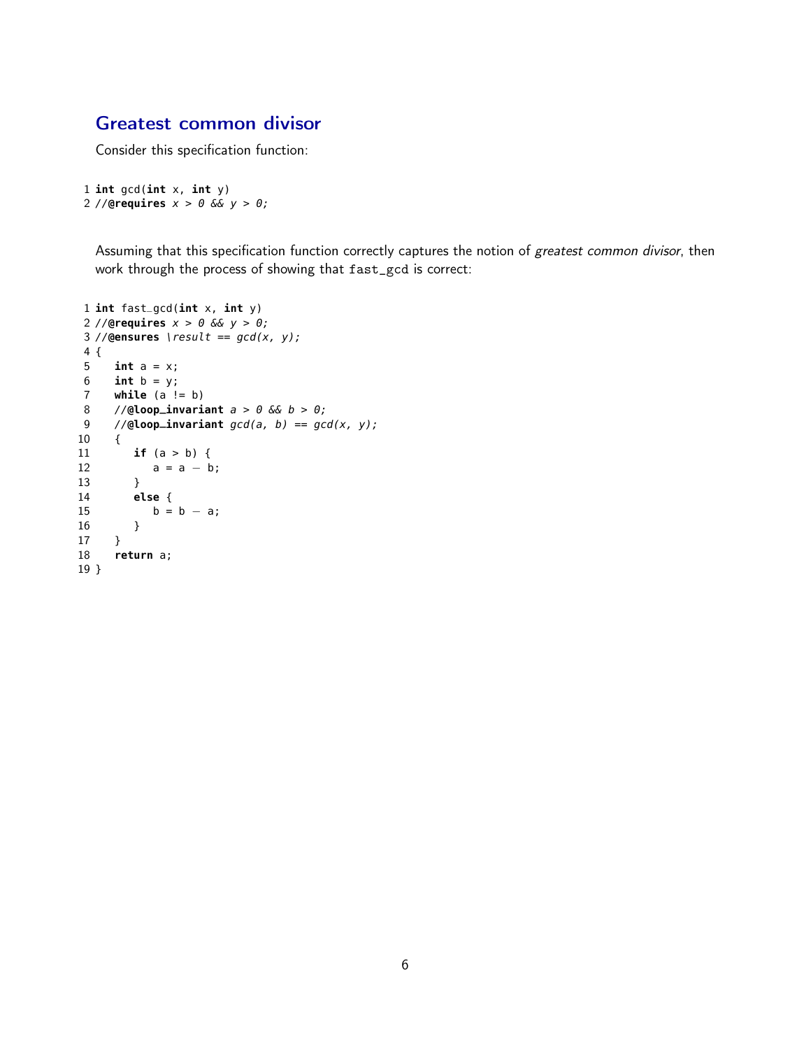## Greatest common divisor

Consider this specification function:

```
1 int gcd(int x, int y)
2 //@requires x > 0 && y > 0;
```

Assuming that this specification function correctly captures the notion of *greatest common divisor*, then work through the process of showing that `fast_gcd` is correct:

```
1 int fast_gcd(int x, int y)
2 //@requires x > 0 && y > 0;
3 //@ensures \result == gcd(x, y);
4 {
5    int a = x;
6    int b = y;
7    while (a != b)
8    //@loop_invariant a > 0 && b > 0;
9    //@loop_invariant gcd(a, b) == gcd(x, y);
10   {
11      if (a > b) {
12         a = a - b;
13      }
14      else {
15         b = b - a;
16      }
17   }
18   return a;
19 }
```